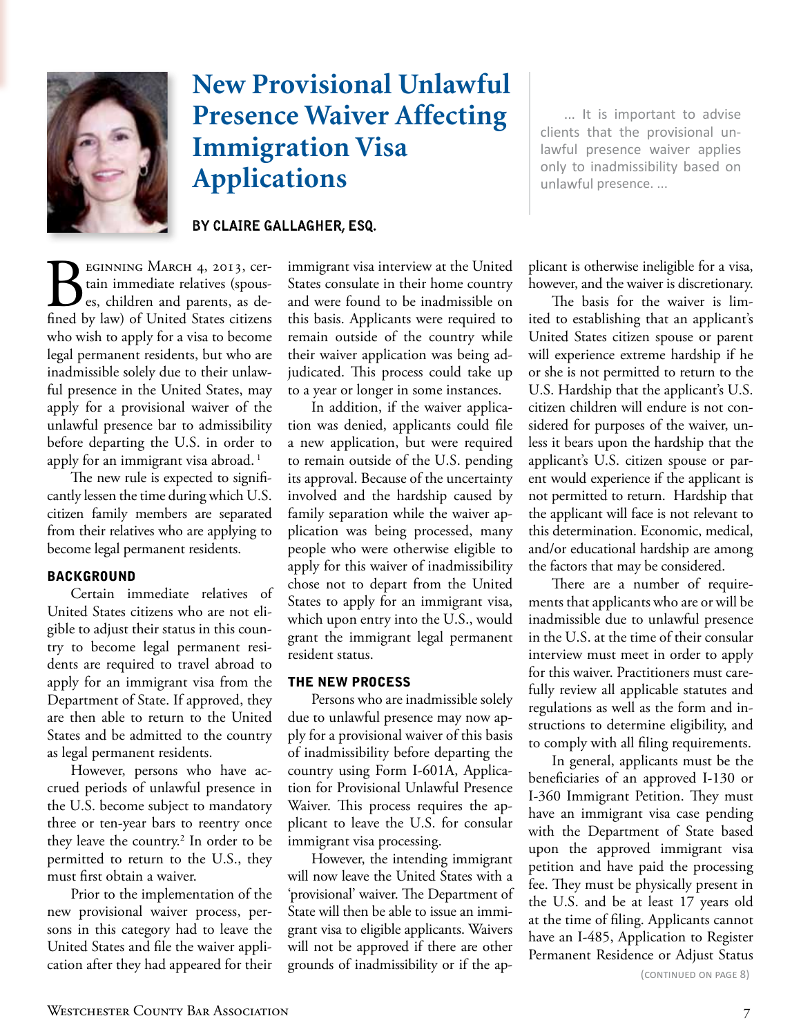# New Provisional Unlawful Presence Waiver Affecting Immigration Visa Applications

**By Claire Gallagher, Esq.**

> ... It is important to advise clients that the provisional unlawful presence waiver applies only to inadmissibility based on unlawful presence. ...

Beginning March 4, 2013, certain immediate relatives (spouses, children and parents, as defined by law) of United States citizens who wish to apply for a visa to become legal permanent residents, but who are inadmissible solely due to their unlawful presence in the United States, may apply for a provisional waiver of the unlawful presence bar to admissibility before departing the U.S. in order to apply for an immigrant visa abroad. [1]

The new rule is expected to significantly lessen the time during which U.S. citizen family members are separated from their relatives who are applying to become legal permanent residents.

## Background

Certain immediate relatives of United States citizens who are not eligible to adjust their status in this country to become legal permanent residents are required to travel abroad to apply for an immigrant visa from the Department of State. If approved, they are then able to return to the United States and be admitted to the country as legal permanent residents.

However, persons who have accrued periods of unlawful presence in the U.S. become subject to mandatory three or ten-year bars to reentry once they leave the country.[2] In order to be permitted to return to the U.S., they must first obtain a waiver.

Prior to the implementation of the new provisional waiver process, persons in this category had to leave the United States and file the waiver application after they had appeared for their immigrant visa interview at the United States consulate in their home country and were found to be inadmissible on this basis. Applicants were required to remain outside of the country while their waiver application was being adjudicated. This process could take up to a year or longer in some instances.

In addition, if the waiver application was denied, applicants could file a new application, but were required to remain outside of the U.S. pending its approval. Because of the uncertainty involved and the hardship caused by family separation while the waiver application was being processed, many people who were otherwise eligible to apply for this waiver of inadmissibility chose not to depart from the United States to apply for an immigrant visa, which upon entry into the U.S., would grant the immigrant legal permanent resident status.

## The New Process

Persons who are inadmissible solely due to unlawful presence may now apply for a provisional waiver of this basis of inadmissibility before departing the country using Form I-601A, Application for Provisional Unlawful Presence Waiver. This process requires the applicant to leave the U.S. for consular immigrant visa processing.

However, the intending immigrant will now leave the United States with a 'provisional' waiver. The Department of State will then be able to issue an immigrant visa to eligible applicants. Waivers will not be approved if there are other grounds of inadmissibility or if the applicant is otherwise ineligible for a visa, however, and the waiver is discretionary.

The basis for the waiver is limited to establishing that an applicant's United States citizen spouse or parent will experience extreme hardship if he or she is not permitted to return to the U.S. Hardship that the applicant's U.S. citizen children will endure is not considered for purposes of the waiver, unless it bears upon the hardship that the applicant's U.S. citizen spouse or parent would experience if the applicant is not permitted to return. Hardship that the applicant will face is not relevant to this determination. Economic, medical, and/or educational hardship are among the factors that may be considered.

There are a number of requirements that applicants who are or will be inadmissible due to unlawful presence in the U.S. at the time of their consular interview must meet in order to apply for this waiver. Practitioners must carefully review all applicable statutes and regulations as well as the form and instructions to determine eligibility, and to comply with all filing requirements.

In general, applicants must be the beneficiaries of an approved I-130 or I-360 Immigrant Petition. They must have an immigrant visa case pending with the Department of State based upon the approved immigrant visa petition and have paid the processing fee. They must be physically present in the U.S. and be at least 17 years old at the time of filing. Applicants cannot have an I-485, Application to Register Permanent Residence or Adjust Status

(continued on page 8)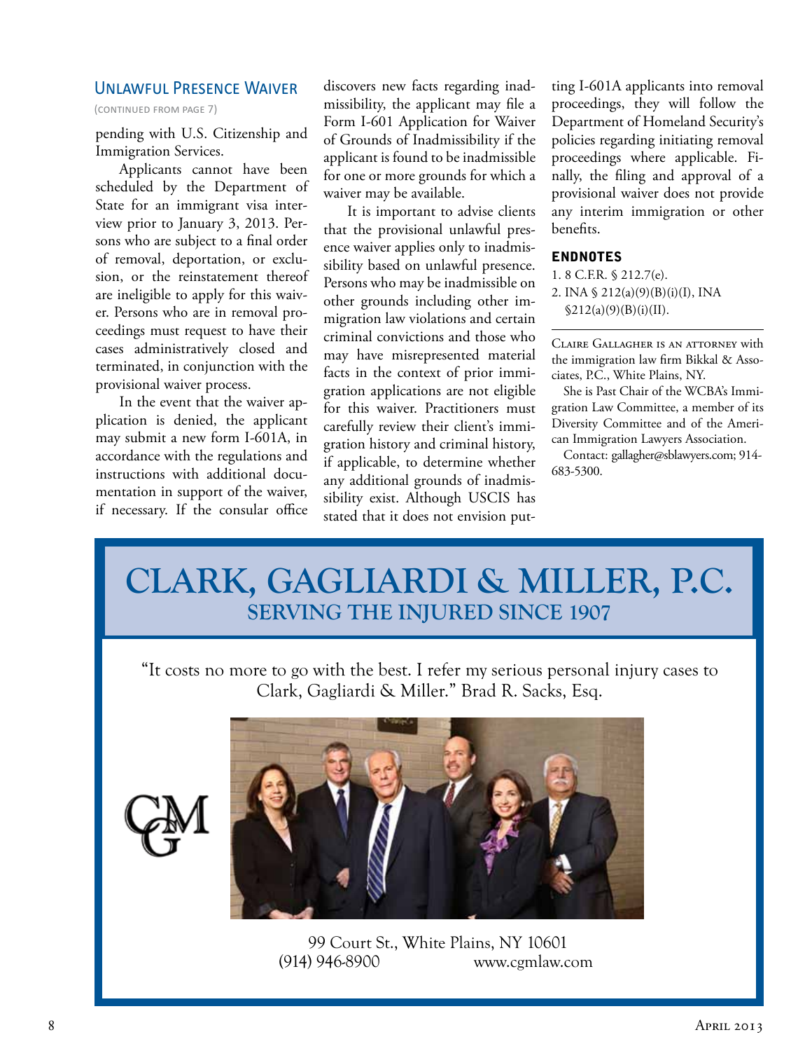## Unlawful Presence Waiver

(continued from page 7)

pending with U.S. Citizenship and Immigration Services.

Applicants cannot have been scheduled by the Department of State for an immigrant visa interview prior to January 3, 2013. Persons who are subject to a final order of removal, deportation, or exclusion, or the reinstatement thereof are ineligible to apply for this waiver. Persons who are in removal proceedings must request to have their cases administratively closed and terminated, in conjunction with the provisional waiver process.

In the event that the waiver application is denied, the applicant may submit a new form I-601A, in accordance with the regulations and instructions with additional documentation in support of the waiver, if necessary. If the consular office discovers new facts regarding inadmissibility, the applicant may file a Form I-601 Applicant for Waiver of Grounds of Inadmissibility if the applicant is found to be inadmissible for one or more grounds for which a waiver may be available.

It is important to advise clients that the provisional unlawful presence waiver applies only to inadmissibility based on unlawful presence. Persons who may be inadmissible on other grounds including other immigration law violations and certain criminal convictions and those who may have misrepresented material facts in the context of prior immigration applications are not eligible for this waiver. Practitioners must carefully review their client's immigration history and criminal history, if applicable, to determine whether any additional grounds of inadmissibility exist. Although USCIS has stated that it does not envision putting I-601A applicants into removal proceedings, they will follow the Department of Homeland Security's policies regarding initiating removal proceedings where applicable. Finally, the filing and approval of a provisional waiver does not provide any interim immigration or other benefits.

### Endnotes

1. 8 C.F.R. § 212.7(e).
2. INA § 212(a)(9)(B)(i)(I), INA §212(a)(9)(B)(i)(II).

---

Claire Gallagher is an attorney with the immigration law firm Bikkal & Associates, P.C., White Plains, NY.

She is Past Chair of the WCBA's Immigration Law Committee, a member of its Diversity Committee and of the American Immigration Lawyers Association.

Contact: gallagher@sblawyers.com; 914-683-5300.

---

# CLARK, GAGLIARDI & MILLER, P.C.

## SERVING THE INJURED SINCE 1907

"It costs no more to go with the best. I refer my serious personal injury cases to Clark, Gagliardi & Miller." Brad R. Sacks, Esq.

CGM

99 Court St., White Plains, NY 10601

(914) 946-8900 www.cgmlaw.com